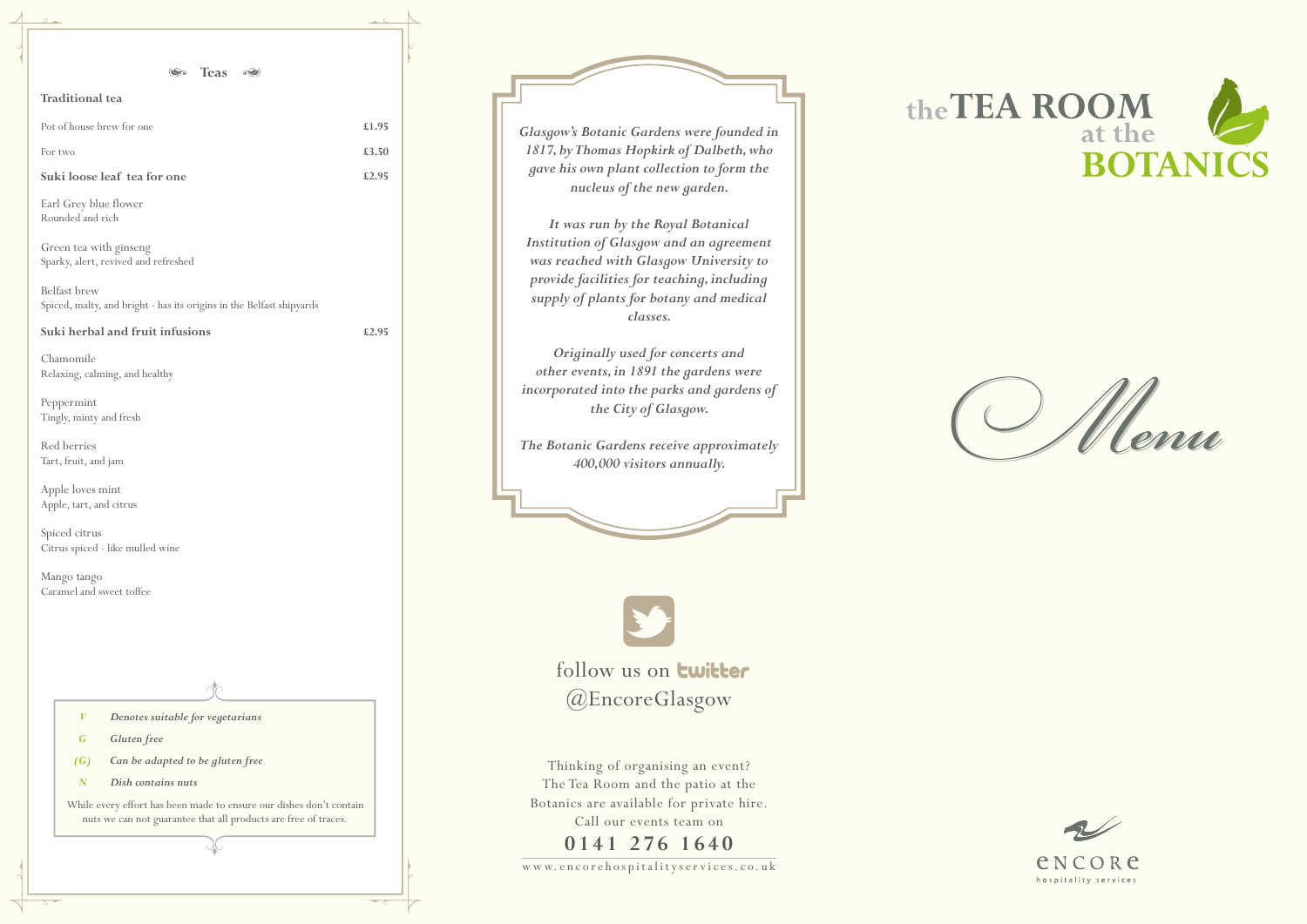## Teas

### Traditional tea

| | |
|---|---|
| Pot of house brew for one | £1.95 |
| For two | £3.50 |
| **Suki loose leaf tea for one** | **£2.95** |

Earl Grey blue flower
Rounded and rich

Green tea with ginseng
Sparky, alert, revived and refreshed

Belfast brew
Spiced, malty, and bright - has its origins in the Belfast shipyards

| | |
|---|---|
| **Suki herbal and fruit infusions** | **£2.95** |

Chamomile
Relaxing, calming, and healthy

Peppermint
Tingly, minty and fresh

Red berries
Tart, fruit, and jam

Apple loves mint
Apple, tart, and citrus

Spiced citrus
Citrus spiced - like mulled wine

Mango tango
Caramel and sweet toffee

*V* — *Denotes suitable for vegetarians*
*G* — *Gluten free*
*(G)* — *Can be adapted to be gluten free*
*N* — *Dish contains nuts*

While every effort has been made to ensure our dishes don't contain nuts we can not guarantee that all products are free of traces.

***Glasgow's Botanic Gardens were founded in 1817, by Thomas Hopkirk of Dalbeth, who gave his own plant collection to form the nucleus of the new garden.***

***It was run by the Royal Botanical Institution of Glasgow and an agreement was reached with Glasgow University to provide facilities for teaching, including supply of plants for botany and medical classes.***

***Originally used for concerts and other events, in 1891 the gardens were incorporated into the parks and gardens of the City of Glasgow.***

***The Botanic Gardens receive approximately 400,000 visitors annually.***

follow us on twitter
@EncoreGlasgow

Thinking of organising an event? The Tea Room and the patio at the Botanics are available for private hire. Call our events team on

**0141 276 1640**

www.encorehospitalityservices.co.uk

# the TEA ROOM at the BOTANICS

# *Menu*

ENCORE hospitality services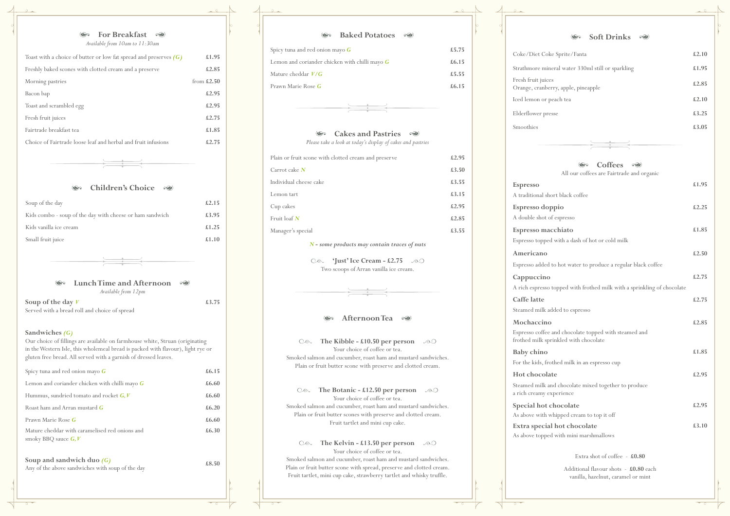## For Breakfast

*Available from 10am to 11:30am*

| | |
|---|---|
| Toast with a choice of butter or low fat spread and preserves *(G)* | £1.95 |
| Freshly baked scones with clotted cream and a preserve | £2.85 |
| Morning pastries | from £2.50 |
| Bacon bap | £2.95 |
| Toast and scrambled egg | £2.95 |
| Fresh fruit juices | £2.75 |
| Fairtrade breakfast tea | £1.85 |
| Choice of Fairtrade loose leaf and herbal and fruit infusions | £2.75 |

## Children's Choice

| | |
|---|---|
| Soup of the day | £2.15 |
| Kids combo - soup of the day with cheese or ham sandwich | £3.95 |
| Kids vanilla ice cream | £1.25 |
| Small fruit juice | £1.10 |

## Lunch Time and Afternoon

*Available from 12pm*

**Soup of the day** *V* — £3.75
Served with a bread roll and choice of spread

**Sandwiches** *(G)*
Our choice of fillings are available on farmhouse white, Struan (originating in the Western Isle, this wholemeal bread is packed with flavour), light rye or gluten free bread. All served with a garnish of dressed leaves.

| | |
|---|---|
| Spicy tuna and red onion mayo *G* | £6.15 |
| Lemon and coriander chicken with chilli mayo *G* | £6.60 |
| Hummus, sundried tomato and rocket *G, V* | £6.60 |
| Roast ham and Arran mustard *G* | £6.20 |
| Prawn Marie Rose *G* | £6.60 |
| Mature cheddar with caramelised red onions and smoky BBQ sauce *G, V* | £6.30 |

**Soup and sandwich duo** *(G)* — £8.50
Any of the above sandwiches with soup of the day

## Baked Potatoes

| | |
|---|---|
| Spicy tuna and red onion mayo *G* | £5.75 |
| Lemon and coriander chicken with chilli mayo *G* | £6.15 |
| Mature cheddar *V/G* | £5.55 |
| Prawn Marie Rose *G* | £6.15 |

## Cakes and Pastries

*Please take a look at today's display of cakes and pastries*

| | |
|---|---|
| Plain or fruit scone with clotted cream and preserve | £2.95 |
| Carrot cake *N* | £3.50 |
| Individual cheese cake | £3.55 |
| Lemon tart | £3.15 |
| Cup cakes | £2.95 |
| Fruit loaf *N* | £2.85 |
| Manager's special | £3.55 |

***N - some products may contain traces of nuts***

**'Just' Ice Cream - £2.75**
Two scoops of Arran vanilla ice cream.

## Afternoon Tea

**The Kibble - £10.50 per person**
Your choice of coffee or tea.
Smoked salmon and cucumber, roast ham and mustard sandwiches.
Plain or fruit butter scone with preserve and clotted cream.

**The Botanic - £12.50 per person**
Your choice of coffee or tea.
Smoked salmon and cucumber, roast ham and mustard sandwiches.
Plain or fruit butter scones with preserve and clotted cream.
Fruit tartlet and mini cup cake.

**The Kelvin - £13.50 per person**
Your choice of coffee or tea.
Smoked salmon and cucumber, roast ham and mustard sandwiches.
Plain or fruit butter scone with spread, preserve and clotted cream.
Fruit tartlet, mini cup cake, strawberry tartlet and whisky truffle.

## Soft Drinks

| | |
|---|---|
| Coke/Diet Coke Sprite/Fanta | £2.10 |
| Strathmore mineral water 330ml still or sparkling | £1.95 |
| Fresh fruit juices<br>Orange, cranberry, apple, pineapple | £2.85 |
| Iced lemon or peach tea | £2.10 |
| Elderflower presse | £3.25 |
| Smoothies | £3.05 |

## Coffees

All our coffees are Fairtrade and organic

**Espresso** — £1.95
A traditional short black coffee

**Espresso doppio** — £2.25
A double shot of espresso

**Espresso macchiato** — £1.85
Espresso topped with a dash of hot or cold milk

**Americano** — £2.50
Espresso added to hot water to produce a regular black coffee

**Cappuccino** — £2.75
A rich espresso topped with frothed milk with a sprinkling of chocolate

**Caffe latte** — £2.75
Steamed milk added to espresso

**Mochaccino** — £2.85
Espresso coffee and chocolate topped with steamed and frothed milk sprinkled with chocolate

**Baby chino** — £1.85
For the kids, frothed milk in an espresso cup

**Hot chocolate** — £2.95
Steamed milk and chocolate mixed together to produce a rich creamy experience

**Special hot chocolate** — £2.95
As above with whipped cream to top it off

**Extra special hot chocolate** — £3.10
As above topped with mini marshmallows

Extra shot of coffee - **£0.80**

Additional flavour shots - **£0.80** each
vanilla, hazelnut, caramel or mint